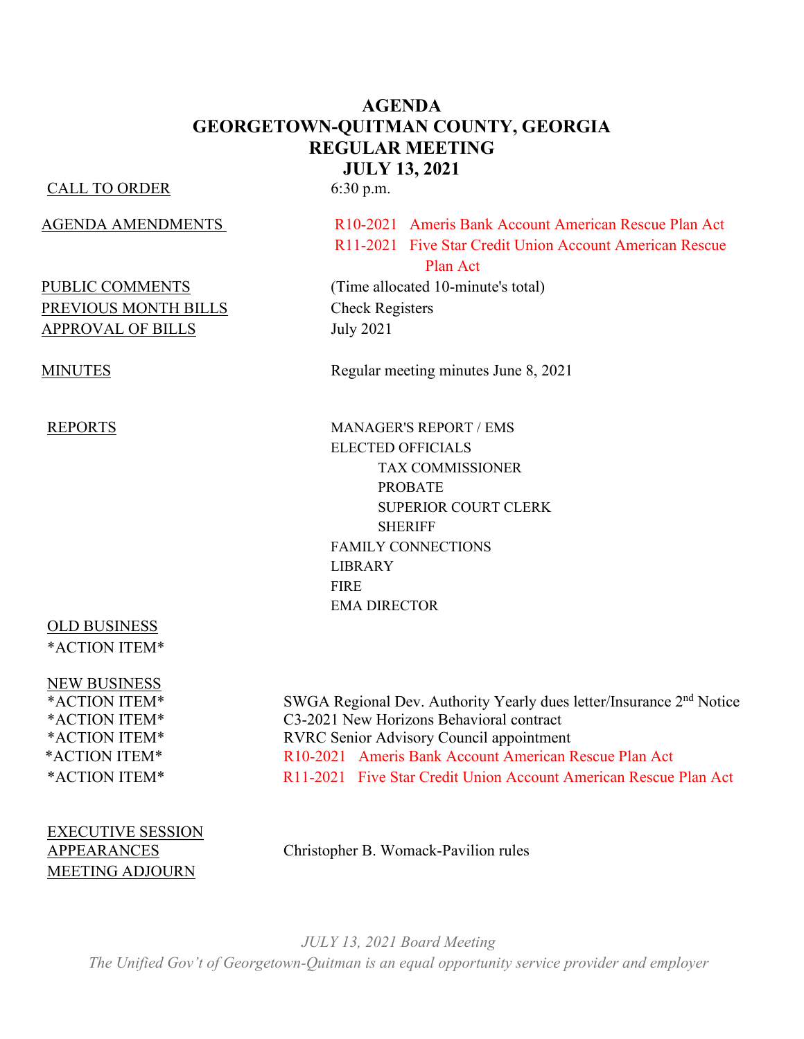# AGENDA
# GEORGETOWN-QUITMAN COUNTY, GEORGIA
## REGULAR MEETING
## JULY 13, 2021

| | |
|---|---|
| CALL TO ORDER | 6:30 p.m. |
| AGENDA AMENDMENTS | R10-2021 Ameris Bank Account American Rescue Plan Act<br>R11-2021 Five Star Credit Union Account American Rescue Plan Act |
| PUBLIC COMMENTS | (Time allocated 10-minute's total) |
| PREVIOUS MONTH BILLS | Check Registers |
| APPROVAL OF BILLS | July 2021 |
| MINUTES | Regular meeting minutes June 8, 2021 |
| REPORTS | MANAGER'S REPORT / EMS<br>ELECTED OFFICIALS<br>TAX COMMISSIONER<br>PROBATE<br>SUPERIOR COURT CLERK<br>SHERIFF<br>FAMILY CONNECTIONS<br>LIBRARY<br>FIRE<br>EMA DIRECTOR |
| OLD BUSINESS | |
| *ACTION ITEM* | |
| NEW BUSINESS | |
| *ACTION ITEM* | SWGA Regional Dev. Authority Yearly dues letter/Insurance 2nd Notice |
| *ACTION ITEM* | C3-2021 New Horizons Behavioral contract |
| *ACTION ITEM* | RVRC Senior Advisory Council appointment |
| *ACTION ITEM* | R10-2021 Ameris Bank Account American Rescue Plan Act |
| *ACTION ITEM* | R11-2021 Five Star Credit Union Account American Rescue Plan Act |
| EXECUTIVE SESSION | |
| APPEARANCES | Christopher B. Womack-Pavilion rules |
| MEETING ADJOURN | |

*JULY 13, 2021 Board Meeting*

*The Unified Gov't of Georgetown-Quitman is an equal opportunity service provider and employer*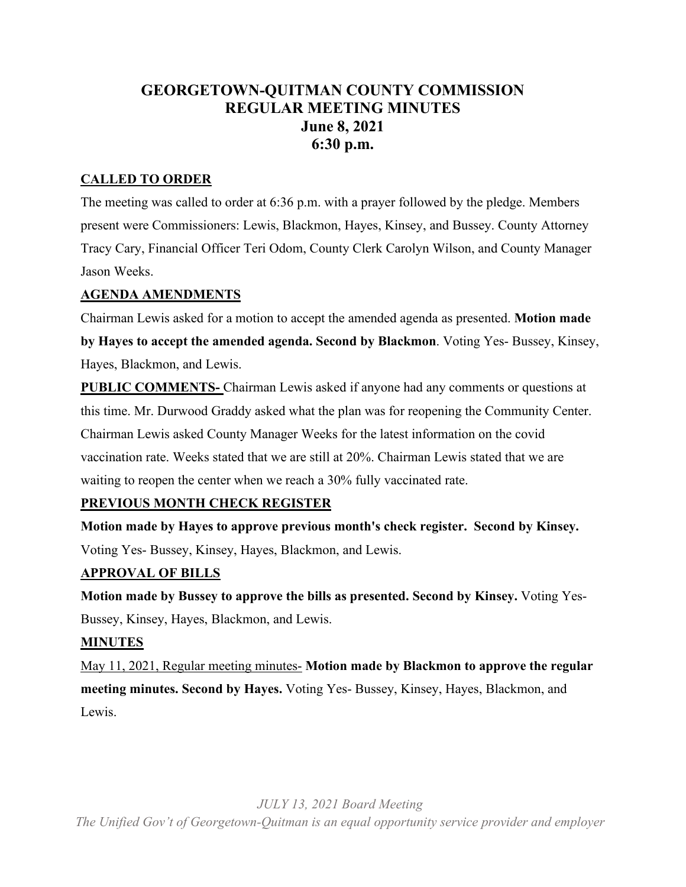# GEORGETOWN-QUITMAN COUNTY COMMISSION
# REGULAR MEETING MINUTES
# June 8, 2021
# 6:30 p.m.

## CALLED TO ORDER

The meeting was called to order at 6:36 p.m. with a prayer followed by the pledge. Members present were Commissioners: Lewis, Blackmon, Hayes, Kinsey, and Bussey. County Attorney Tracy Cary, Financial Officer Teri Odom, County Clerk Carolyn Wilson, and County Manager Jason Weeks.

## AGENDA AMENDMENTS

Chairman Lewis asked for a motion to accept the amended agenda as presented. **Motion made by Hayes to accept the amended agenda. Second by Blackmon**. Voting Yes- Bussey, Kinsey, Hayes, Blackmon, and Lewis.

**PUBLIC COMMENTS-** Chairman Lewis asked if anyone had any comments or questions at this time. Mr. Durwood Graddy asked what the plan was for reopening the Community Center. Chairman Lewis asked County Manager Weeks for the latest information on the covid vaccination rate. Weeks stated that we are still at 20%. Chairman Lewis stated that we are waiting to reopen the center when we reach a 30% fully vaccinated rate.

## PREVIOUS MONTH CHECK REGISTER

**Motion made by Hayes to approve previous month's check register. Second by Kinsey.** Voting Yes- Bussey, Kinsey, Hayes, Blackmon, and Lewis.

## APPROVAL OF BILLS

**Motion made by Bussey to approve the bills as presented. Second by Kinsey.** Voting Yes- Bussey, Kinsey, Hayes, Blackmon, and Lewis.

## MINUTES

May 11, 2021, Regular meeting minutes- **Motion made by Blackmon to approve the regular meeting minutes. Second by Hayes.** Voting Yes- Bussey, Kinsey, Hayes, Blackmon, and Lewis.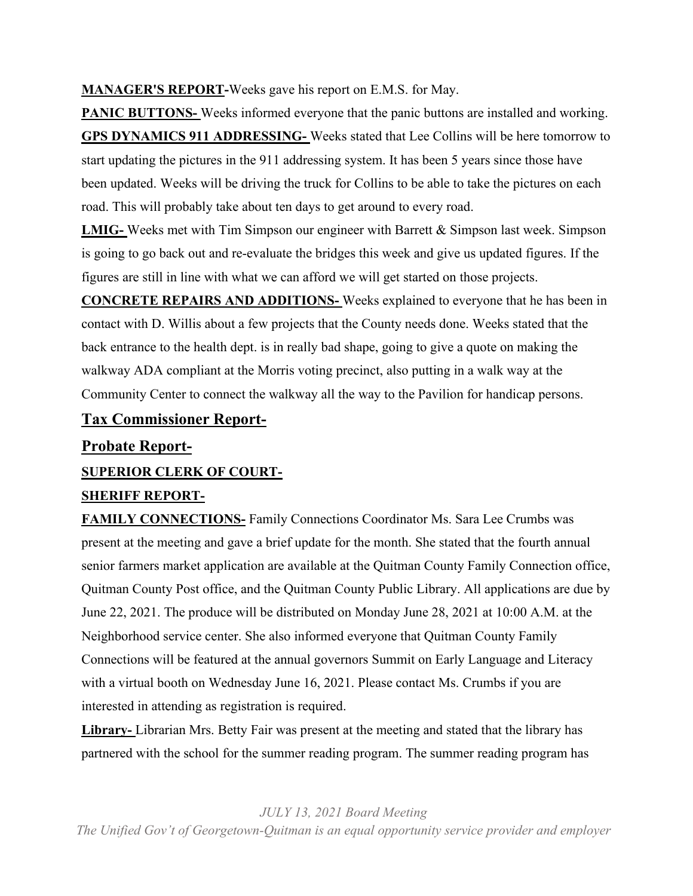**MANAGER'S REPORT-**Weeks gave his report on E.M.S. for May.

**PANIC BUTTONS-** Weeks informed everyone that the panic buttons are installed and working.

**GPS DYNAMICS 911 ADDRESSING-** Weeks stated that Lee Collins will be here tomorrow to start updating the pictures in the 911 addressing system. It has been 5 years since those have been updated. Weeks will be driving the truck for Collins to be able to take the pictures on each road. This will probably take about ten days to get around to every road.

**LMIG-** Weeks met with Tim Simpson our engineer with Barrett & Simpson last week. Simpson is going to go back out and re-evaluate the bridges this week and give us updated figures. If the figures are still in line with what we can afford we will get started on those projects.

**CONCRETE REPAIRS AND ADDITIONS-** Weeks explained to everyone that he has been in contact with D. Willis about a few projects that the County needs done. Weeks stated that the back entrance to the health dept. is in really bad shape, going to give a quote on making the walkway ADA compliant at the Morris voting precinct, also putting in a walk way at the Community Center to connect the walkway all the way to the Pavilion for handicap persons.

## Tax Commissioner Report-

## Probate Report-

**SUPERIOR CLERK OF COURT-**

**SHERIFF REPORT-**

**FAMILY CONNECTIONS-** Family Connections Coordinator Ms. Sara Lee Crumbs was present at the meeting and gave a brief update for the month. She stated that the fourth annual senior farmers market application are available at the Quitman County Family Connection office, Quitman County Post office, and the Quitman County Public Library. All applications are due by June 22, 2021. The produce will be distributed on Monday June 28, 2021 at 10:00 A.M. at the Neighborhood service center. She also informed everyone that Quitman County Family Connections will be featured at the annual governors Summit on Early Language and Literacy with a virtual booth on Wednesday June 16, 2021. Please contact Ms. Crumbs if you are interested in attending as registration is required.

**Library-** Librarian Mrs. Betty Fair was present at the meeting and stated that the library has partnered with the school for the summer reading program. The summer reading program has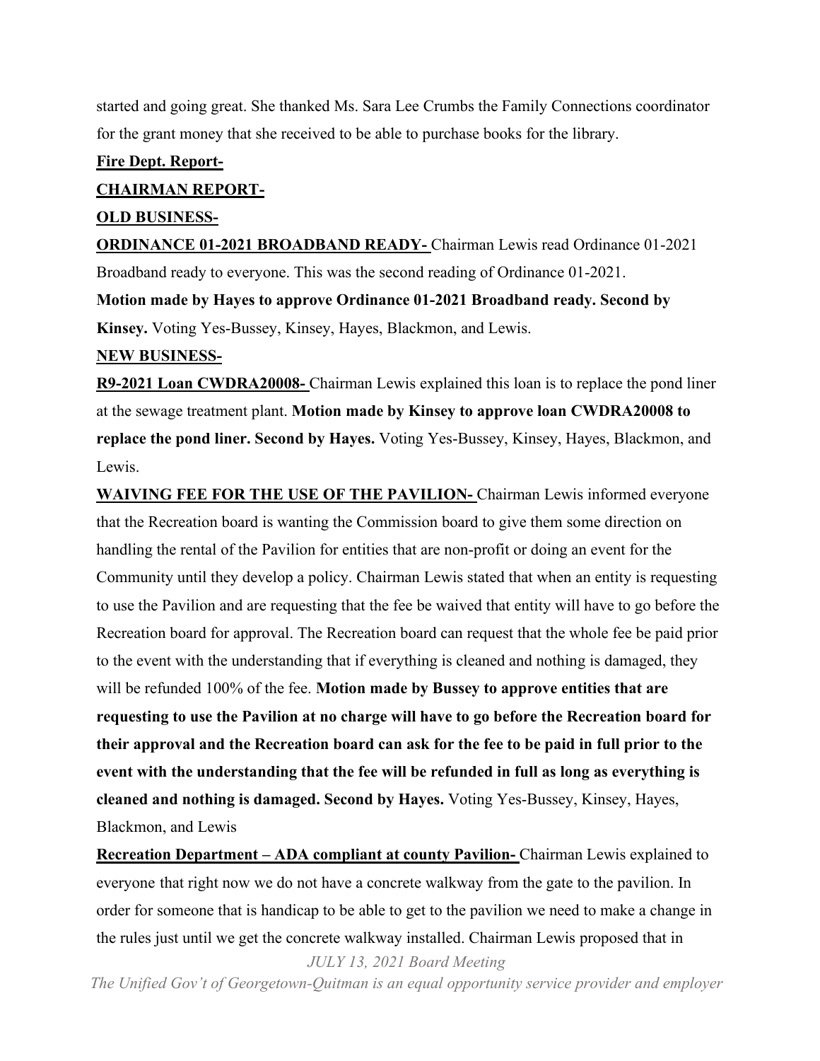started and going great. She thanked Ms. Sara Lee Crumbs the Family Connections coordinator for the grant money that she received to be able to purchase books for the library.

**Fire Dept. Report-**

**CHAIRMAN REPORT-**

**OLD BUSINESS-**

**ORDINANCE 01-2021 BROADBAND READY-** Chairman Lewis read Ordinance 01-2021 Broadband ready to everyone. This was the second reading of Ordinance 01-2021.

**Motion made by Hayes to approve Ordinance 01-2021 Broadband ready. Second by Kinsey.** Voting Yes-Bussey, Kinsey, Hayes, Blackmon, and Lewis.

**NEW BUSINESS-**

**R9-2021 Loan CWDRA20008-** Chairman Lewis explained this loan is to replace the pond liner at the sewage treatment plant. **Motion made by Kinsey to approve loan CWDRA20008 to replace the pond liner. Second by Hayes.** Voting Yes-Bussey, Kinsey, Hayes, Blackmon, and Lewis.

**WAIVING FEE FOR THE USE OF THE PAVILION-** Chairman Lewis informed everyone that the Recreation board is wanting the Commission board to give them some direction on handling the rental of the Pavilion for entities that are non-profit or doing an event for the Community until they develop a policy. Chairman Lewis stated that when an entity is requesting to use the Pavilion and are requesting that the fee be waived that entity will have to go before the Recreation board for approval. The Recreation board can request that the whole fee be paid prior to the event with the understanding that if everything is cleaned and nothing is damaged, they will be refunded 100% of the fee. **Motion made by Bussey to approve entities that are requesting to use the Pavilion at no charge will have to go before the Recreation board for their approval and the Recreation board can ask for the fee to be paid in full prior to the event with the understanding that the fee will be refunded in full as long as everything is cleaned and nothing is damaged. Second by Hayes.** Voting Yes-Bussey, Kinsey, Hayes, Blackmon, and Lewis

**Recreation Department – ADA compliant at county Pavilion-** Chairman Lewis explained to everyone that right now we do not have a concrete walkway from the gate to the pavilion. In order for someone that is handicap to be able to get to the pavilion we need to make a change in the rules just until we get the concrete walkway installed. Chairman Lewis proposed that in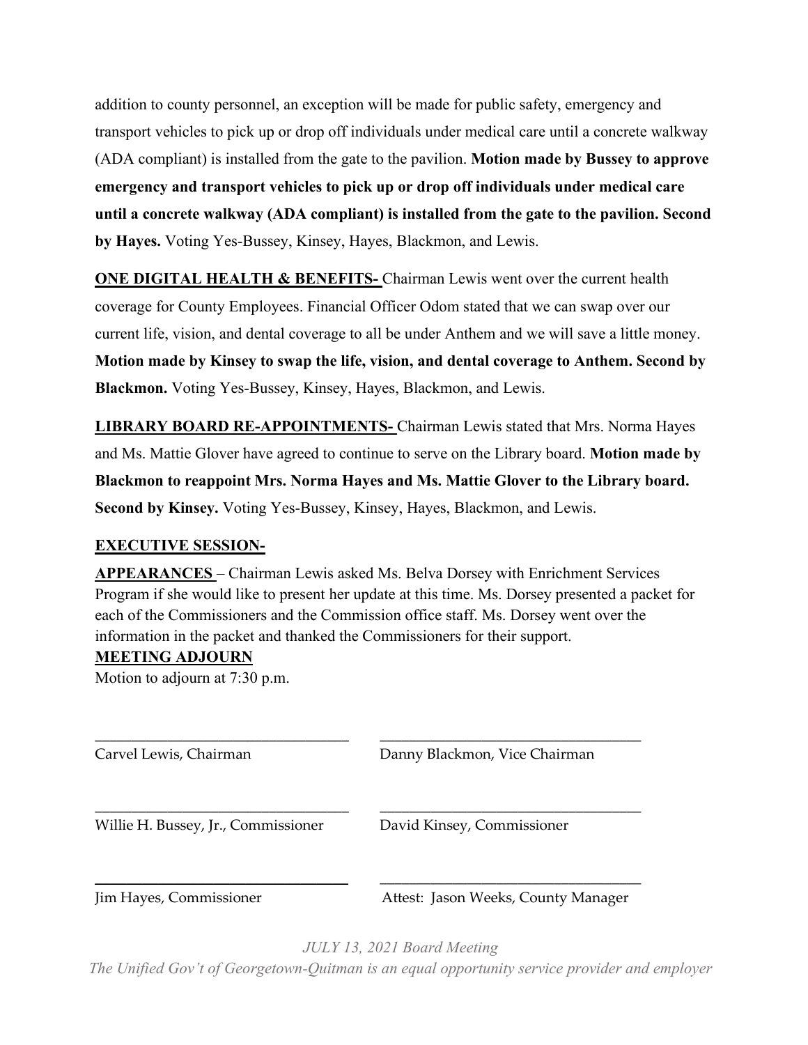addition to county personnel, an exception will be made for public safety, emergency and transport vehicles to pick up or drop off individuals under medical care until a concrete walkway (ADA compliant) is installed from the gate to the pavilion. **Motion made by Bussey to approve emergency and transport vehicles to pick up or drop off individuals under medical care until a concrete walkway (ADA compliant) is installed from the gate to the pavilion. Second by Hayes.** Voting Yes-Bussey, Kinsey, Hayes, Blackmon, and Lewis.

**ONE DIGITAL HEALTH & BENEFITS-** Chairman Lewis went over the current health coverage for County Employees. Financial Officer Odom stated that we can swap over our current life, vision, and dental coverage to all be under Anthem and we will save a little money. **Motion made by Kinsey to swap the life, vision, and dental coverage to Anthem. Second by Blackmon.** Voting Yes-Bussey, Kinsey, Hayes, Blackmon, and Lewis.

**LIBRARY BOARD RE-APPOINTMENTS-** Chairman Lewis stated that Mrs. Norma Hayes and Ms. Mattie Glover have agreed to continue to serve on the Library board. **Motion made by Blackmon to reappoint Mrs. Norma Hayes and Ms. Mattie Glover to the Library board. Second by Kinsey.** Voting Yes-Bussey, Kinsey, Hayes, Blackmon, and Lewis.

**EXECUTIVE SESSION-**

**APPEARANCES** – Chairman Lewis asked Ms. Belva Dorsey with Enrichment Services Program if she would like to present her update at this time. Ms. Dorsey presented a packet for each of the Commissioners and the Commission office staff. Ms. Dorsey went over the information in the packet and thanked the Commissioners for their support.

**MEETING ADJOURN**

Motion to adjourn at 7:30 p.m.

| | |
|---|---|
| \_\_\_\_\_\_\_\_\_\_\_\_\_\_\_\_\_\_\_\_\_\_\_\_\_\_\_\_\_\_ | \_\_\_\_\_\_\_\_\_\_\_\_\_\_\_\_\_\_\_\_\_\_\_\_\_\_\_\_\_\_ |
| Carvel Lewis, Chairman | Danny Blackmon, Vice Chairman |
| \_\_\_\_\_\_\_\_\_\_\_\_\_\_\_\_\_\_\_\_\_\_\_\_\_\_\_\_\_\_ | \_\_\_\_\_\_\_\_\_\_\_\_\_\_\_\_\_\_\_\_\_\_\_\_\_\_\_\_\_\_ |
| Willie H. Bussey, Jr., Commissioner | David Kinsey, Commissioner |
| \_\_\_\_\_\_\_\_\_\_\_\_\_\_\_\_\_\_\_\_\_\_\_\_\_\_\_\_\_\_ | \_\_\_\_\_\_\_\_\_\_\_\_\_\_\_\_\_\_\_\_\_\_\_\_\_\_\_\_\_\_ |
| Jim Hayes, Commissioner | Attest: Jason Weeks, County Manager |